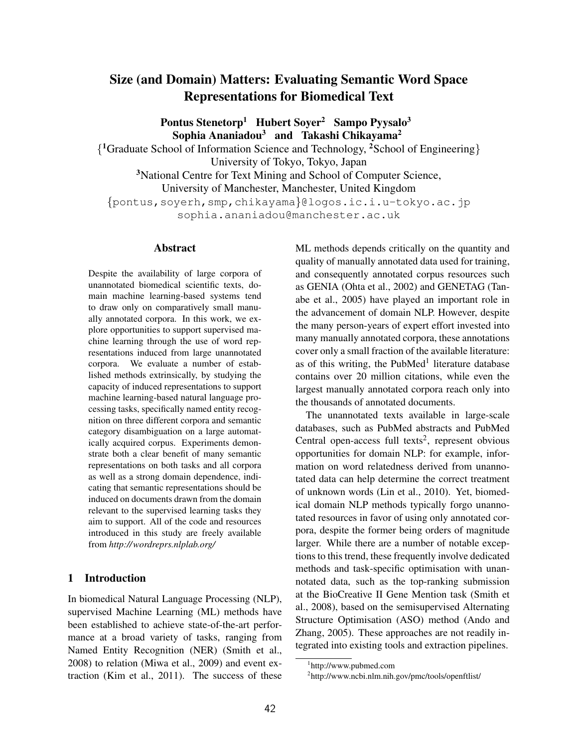# Size (and Domain) Matters: Evaluating Semantic Word Space Representations for Biomedical Text

**Pontus Stenetorp[1] Hubert Soyer[2] Sampo Pyysalo[3]**
**Sophia Ananiadou[3] and Takashi Chikayama[2]**

{[1]Graduate School of Information Science and Technology, [2]School of Engineering}
University of Tokyo, Tokyo, Japan
[3]National Centre for Text Mining and School of Computer Science,
University of Manchester, Manchester, United Kingdom
{pontus,soyerh,smp,chikayama}@logos.ic.i.u-tokyo.ac.jp
sophia.ananiadou@manchester.ac.uk

## Abstract

Despite the availability of large corpora of unannotated biomedical scientific texts, domain machine learning-based systems tend to draw only on comparatively small manually annotated corpora. In this work, we explore opportunities to support supervised machine learning through the use of word representations induced from large unannotated corpora. We evaluate a number of established methods extrinsically, by studying the capacity of induced representations to support machine learning-based natural language processing tasks, specifically named entity recognition on three different corpora and semantic category disambiguation on a large automatically acquired corpus. Experiments demonstrate both a clear benefit of many semantic representations on both tasks and all corpora as well as a strong domain dependence, indicating that semantic representations should be induced on documents drawn from the domain relevant to the supervised learning tasks they aim to support. All of the code and resources introduced in this study are freely available from *http://wordreprs.nlplab.org/*

## 1 Introduction

In biomedical Natural Language Processing (NLP), supervised Machine Learning (ML) methods have been established to achieve state-of-the-art performance at a broad variety of tasks, ranging from Named Entity Recognition (NER) (Smith et al., 2008) to relation (Miwa et al., 2009) and event extraction (Kim et al., 2011). The success of these ML methods depends critically on the quantity and quality of manually annotated data used for training, and consequently annotated corpus resources such as GENIA (Ohta et al., 2002) and GENETAG (Tanabe et al., 2005) have played an important role in the advancement of domain NLP. However, despite the many person-years of expert effort invested into many manually annotated corpora, these annotations cover only a small fraction of the available literature: as of this writing, the PubMed[1] literature database contains over 20 million citations, while even the largest manually annotated corpora reach only into the thousands of annotated documents.

The unannotated texts available in large-scale databases, such as PubMed abstracts and PubMed Central open-access full texts[2], represent obvious opportunities for domain NLP: for example, information on word relatedness derived from unannotated data can help determine the correct treatment of unknown words (Lin et al., 2010). Yet, biomedical domain NLP methods typically forgo unannotated resources in favor of using only annotated corpora, despite the former being orders of magnitude larger. While there are a number of notable exceptions to this trend, these frequently involve dedicated methods and task-specific optimisation with unannotated data, such as the top-ranking submission at the BioCreative II Gene Mention task (Smith et al., 2008), based on the semisupervised Alternating Structure Optimisation (ASO) method (Ando and Zhang, 2005). These approaches are not readily integrated into existing tools and extraction pipelines.

[1] http://www.pubmed.com

[2] http://www.ncbi.nlm.nih.gov/pmc/tools/openftlist/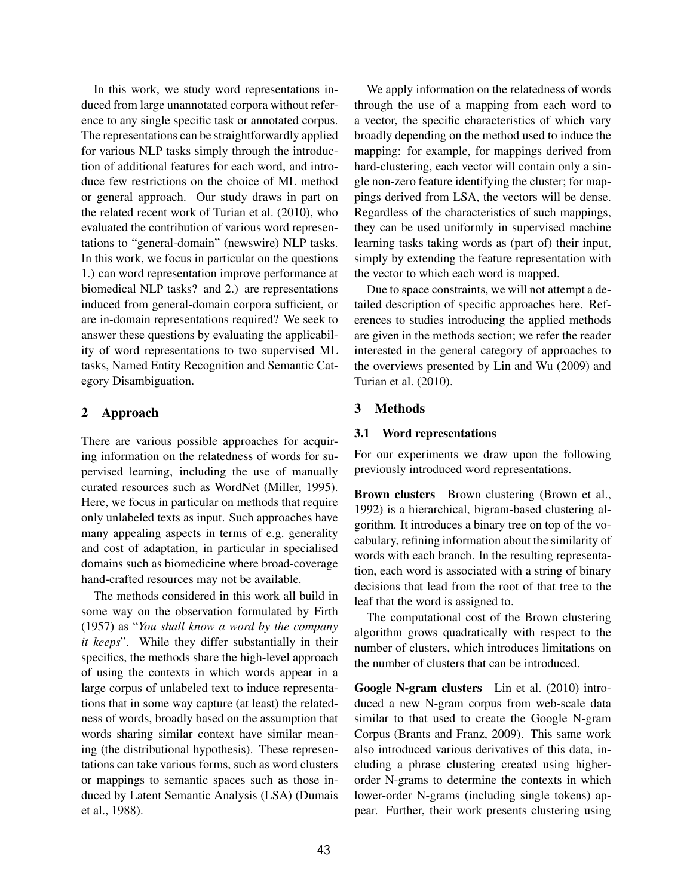In this work, we study word representations induced from large unannotated corpora without reference to any single specific task or annotated corpus. The representations can be straightforwardly applied for various NLP tasks simply through the introduction of additional features for each word, and introduce few restrictions on the choice of ML method or general approach. Our study draws in part on the related recent work of Turian et al. (2010), who evaluated the contribution of various word representations to "general-domain" (newswire) NLP tasks. In this work, we focus in particular on the questions 1.) can word representation improve performance at biomedical NLP tasks? and 2.) are representations induced from general-domain corpora sufficient, or are in-domain representations required? We seek to answer these questions by evaluating the applicability of word representations to two supervised ML tasks, Named Entity Recognition and Semantic Category Disambiguation.

## 2 Approach

There are various possible approaches for acquiring information on the relatedness of words for supervised learning, including the use of manually curated resources such as WordNet (Miller, 1995). Here, we focus in particular on methods that require only unlabeled texts as input. Such approaches have many appealing aspects in terms of e.g. generality and cost of adaptation, in particular in specialised domains such as biomedicine where broad-coverage hand-crafted resources may not be available.

The methods considered in this work all build in some way on the observation formulated by Firth (1957) as "*You shall know a word by the company it keeps*". While they differ substantially in their specifics, the methods share the high-level approach of using the contexts in which words appear in a large corpus of unlabeled text to induce representations that in some way capture (at least) the relatedness of words, broadly based on the assumption that words sharing similar context have similar meaning (the distributional hypothesis). These representations can take various forms, such as word clusters or mappings to semantic spaces such as those induced by Latent Semantic Analysis (LSA) (Dumais et al., 1988).

We apply information on the relatedness of words through the use of a mapping from each word to a vector, the specific characteristics of which vary broadly depending on the method used to induce the mapping: for example, for mappings derived from hard-clustering, each vector will contain only a single non-zero feature identifying the cluster; for mappings derived from LSA, the vectors will be dense. Regardless of the characteristics of such mappings, they can be used uniformly in supervised machine learning tasks taking words as (part of) their input, simply by extending the feature representation with the vector to which each word is mapped.

Due to space constraints, we will not attempt a detailed description of specific approaches here. References to studies introducing the applied methods are given in the methods section; we refer the reader interested in the general category of approaches to the overviews presented by Lin and Wu (2009) and Turian et al. (2010).

## 3 Methods

### 3.1 Word representations

For our experiments we draw upon the following previously introduced word representations.

**Brown clusters** Brown clustering (Brown et al., 1992) is a hierarchical, bigram-based clustering algorithm. It introduces a binary tree on top of the vocabulary, refining information about the similarity of words with each branch. In the resulting representation, each word is associated with a string of binary decisions that lead from the root of that tree to the leaf that the word is assigned to.

The computational cost of the Brown clustering algorithm grows quadratically with respect to the number of clusters, which introduces limitations on the number of clusters that can be introduced.

**Google N-gram clusters** Lin et al. (2010) introduced a new N-gram corpus from web-scale data similar to that used to create the Google N-gram Corpus (Brants and Franz, 2009). This same work also introduced various derivatives of this data, including a phrase clustering created using higher-order N-grams to determine the contexts in which lower-order N-grams (including single tokens) appear. Further, their work presents clustering using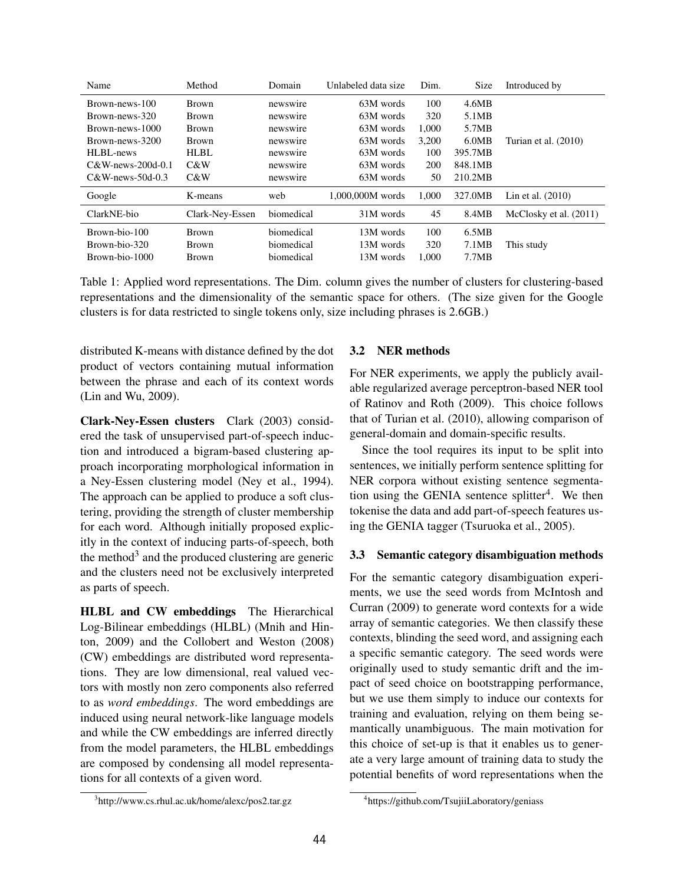| Name | Method | Domain | Unlabeled data size | Dim. | Size | Introduced by |
|---|---|---|---|---|---|---|
| Brown-news-100 | Brown | newswire | 63M words | 100 | 4.6MB | |
| Brown-news-320 | Brown | newswire | 63M words | 320 | 5.1MB | |
| Brown-news-1000 | Brown | newswire | 63M words | 1,000 | 5.7MB | |
| Brown-news-3200 | Brown | newswire | 63M words | 3,200 | 6.0MB | Turian et al. (2010) |
| HLBL-news | HLBL | newswire | 63M words | 100 | 395.7MB | |
| C&W-news-200d-0.1 | C&W | newswire | 63M words | 200 | 848.1MB | |
| C&W-news-50d-0.3 | C&W | newswire | 63M words | 50 | 210.2MB | |
| Google | K-means | web | 1,000,000M words | 1,000 | 327.0MB | Lin et al. (2010) |
| ClarkNE-bio | Clark-Ney-Essen | biomedical | 31M words | 45 | 8.4MB | McClosky et al. (2011) |
| Brown-bio-100 | Brown | biomedical | 13M words | 100 | 6.5MB | |
| Brown-bio-320 | Brown | biomedical | 13M words | 320 | 7.1MB | This study |
| Brown-bio-1000 | Brown | biomedical | 13M words | 1,000 | 7.7MB | |

Table 1: Applied word representations. The Dim. column gives the number of clusters for clustering-based representations and the dimensionality of the semantic space for others. (The size given for the Google clusters is for data restricted to single tokens only, size including phrases is 2.6GB.)

distributed K-means with distance defined by the dot product of vectors containing mutual information between the phrase and each of its context words (Lin and Wu, 2009).

**Clark-Ney-Essen clusters** Clark (2003) considered the task of unsupervised part-of-speech induction and introduced a bigram-based clustering approach incorporating morphological information in a Ney-Essen clustering model (Ney et al., 1994). The approach can be applied to produce a soft clustering, providing the strength of cluster membership for each word. Although initially proposed explicitly in the context of inducing parts-of-speech, both the method[3] and the produced clustering are generic and the clusters need not be exclusively interpreted as parts of speech.

**HLBL and CW embeddings** The Hierarchical Log-Bilinear embeddings (HLBL) (Mnih and Hinton, 2009) and the Collobert and Weston (2008) (CW) embeddings are distributed word representations. They are low dimensional, real valued vectors with mostly non zero components also referred to as *word embeddings*. The word embeddings are induced using neural network-like language models and while the CW embeddings are inferred directly from the model parameters, the HLBL embeddings are composed by condensing all model representations for all contexts of a given word.

[3] http://www.cs.rhul.ac.uk/home/alexc/pos2.tar.gz

### 3.2 NER methods

For NER experiments, we apply the publicly available regularized average perceptron-based NER tool of Ratinov and Roth (2009). This choice follows that of Turian et al. (2010), allowing comparison of general-domain and domain-specific results.

Since the tool requires its input to be split into sentences, we initially perform sentence splitting for NER corpora without existing sentence segmentation using the GENIA sentence splitter[4]. We then tokenise the data and add part-of-speech features using the GENIA tagger (Tsuruoka et al., 2005).

### 3.3 Semantic category disambiguation methods

For the semantic category disambiguation experiments, we use the seed words from McIntosh and Curran (2009) to generate word contexts for a wide array of semantic categories. We then classify these contexts, blinding the seed word, and assigning each a specific semantic category. The seed words were originally used to study semantic drift and the impact of seed choice on bootstrapping performance, but we use them simply to induce our contexts for training and evaluation, relying on them being semantically unambiguous. The main motivation for this choice of set-up is that it enables us to generate a very large amount of training data to study the potential benefits of word representations when the

[4] https://github.com/TsujiiLaboratory/geniass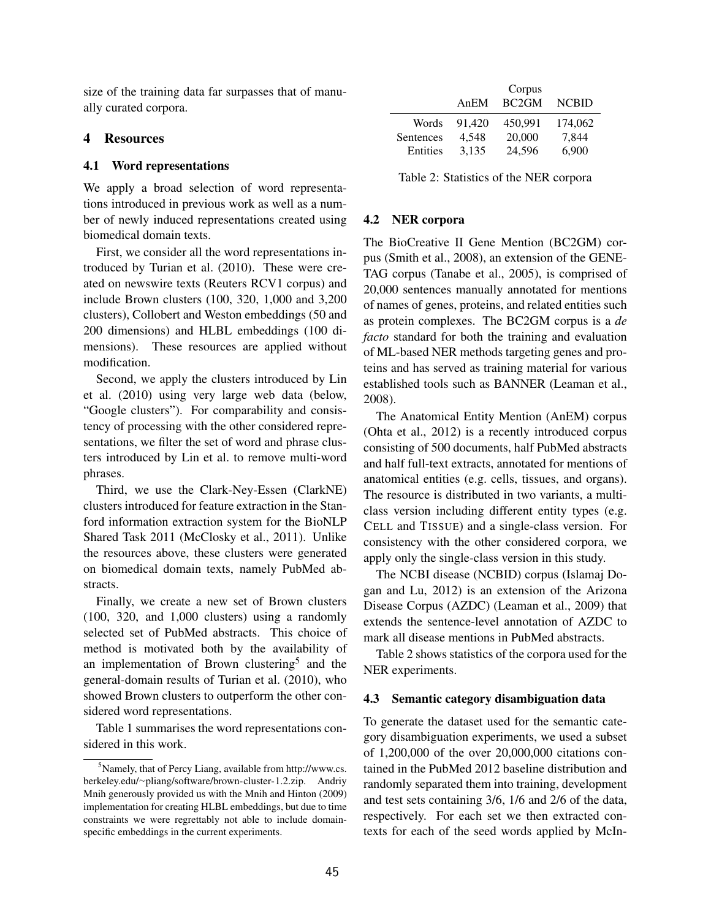size of the training data far surpasses that of manually curated corpora.

## 4 Resources

### 4.1 Word representations

We apply a broad selection of word representations introduced in previous work as well as a number of newly induced representations created using biomedical domain texts.

First, we consider all the word representations introduced by Turian et al. (2010). These were created on newswire texts (Reuters RCV1 corpus) and include Brown clusters (100, 320, 1,000 and 3,200 clusters), Collobert and Weston embeddings (50 and 200 dimensions) and HLBL embeddings (100 dimensions). These resources are applied without modification.

Second, we apply the clusters introduced by Lin et al. (2010) using very large web data (below, "Google clusters"). For comparability and consistency of processing with the other considered representations, we filter the set of word and phrase clusters introduced by Lin et al. to remove multi-word phrases.

Third, we use the Clark-Ney-Essen (ClarkNE) clusters introduced for feature extraction in the Stanford information extraction system for the BioNLP Shared Task 2011 (McClosky et al., 2011). Unlike the resources above, these clusters were generated on biomedical domain texts, namely PubMed abstracts.

Finally, we create a new set of Brown clusters (100, 320, and 1,000 clusters) using a randomly selected set of PubMed abstracts. This choice of method is motivated both by the availability of an implementation of Brown clustering[5] and the general-domain results of Turian et al. (2010), who showed Brown clusters to outperform the other considered word representations.

Table 1 summarises the word representations considered in this work.

[5] Namely, that of Percy Liang, available from http://www.cs.berkeley.edu/~pliang/software/brown-cluster-1.2.zip. Andriy Mnih generously provided us with the Mnih and Hinton (2009) implementation for creating HLBL embeddings, but due to time constraints we were regrettably not able to include domain-specific embeddings in the current experiments.

| | Corpus | | |
|---|---|---|---|
| | AnEM | BC2GM | NCBID |
| Words | 91,420 | 450,991 | 174,062 |
| Sentences | 4,548 | 20,000 | 7,844 |
| Entities | 3,135 | 24,596 | 6,900 |

Table 2: Statistics of the NER corpora

### 4.2 NER corpora

The BioCreative II Gene Mention (BC2GM) corpus (Smith et al., 2008), an extension of the GENETAG corpus (Tanabe et al., 2005), is comprised of 20,000 sentences manually annotated for mentions of names of genes, proteins, and related entities such as protein complexes. The BC2GM corpus is a *de facto* standard for both the training and evaluation of ML-based NER methods targeting genes and proteins and has served as training material for various established tools such as BANNER (Leaman et al., 2008).

The Anatomical Entity Mention (AnEM) corpus (Ohta et al., 2012) is a recently introduced corpus consisting of 500 documents, half PubMed abstracts and half full-text extracts, annotated for mentions of anatomical entities (e.g. cells, tissues, and organs). The resource is distributed in two variants, a multi-class version including different entity types (e.g. CELL and TISSUE) and a single-class version. For consistency with the other considered corpora, we apply only the single-class version in this study.

The NCBI disease (NCBID) corpus (Islamaj Dogan and Lu, 2012) is an extension of the Arizona Disease Corpus (AZDC) (Leaman et al., 2009) that extends the sentence-level annotation of AZDC to mark all disease mentions in PubMed abstracts.

Table 2 shows statistics of the corpora used for the NER experiments.

### 4.3 Semantic category disambiguation data

To generate the dataset used for the semantic category disambiguation experiments, we used a subset of 1,200,000 of the over 20,000,000 citations contained in the PubMed 2012 baseline distribution and randomly separated them into training, development and test sets containing 3/6, 1/6 and 2/6 of the data, respectively. For each set we then extracted contexts for each of the seed words applied by McIn-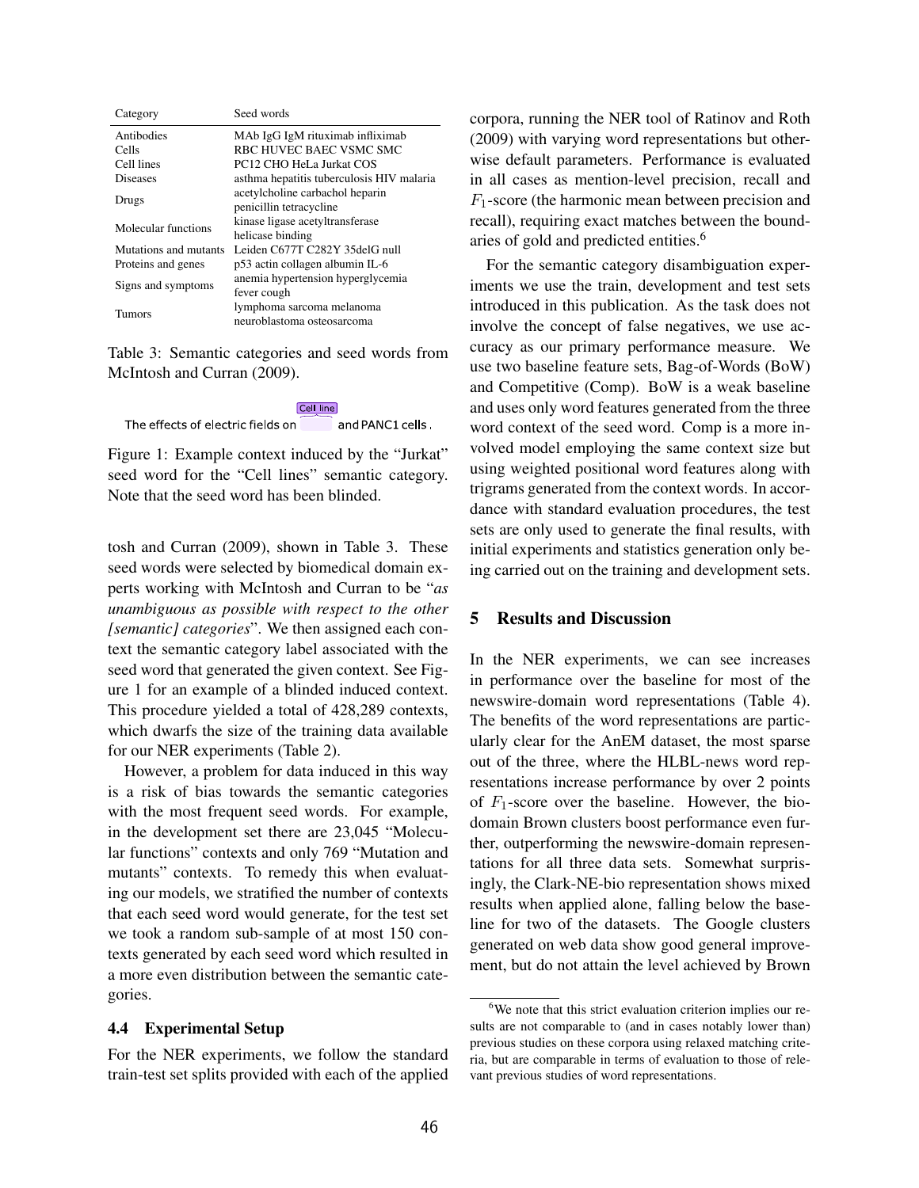| Category | Seed words |
|---|---|
| Antibodies | MAb IgG IgM rituximab infliximab |
| Cells | RBC HUVEC BAEC VSMC SMC |
| Cell lines | PC12 CHO HeLa Jurkat COS |
| Diseases | asthma hepatitis tuberculosis HIV malaria |
| Drugs | acetylcholine carbachol heparin penicillin tetracycline |
| Molecular functions | kinase ligase acetyltransferase helicase binding |
| Mutations and mutants | Leiden C677T C282Y 35delG null |
| Proteins and genes | p53 actin collagen albumin IL-6 |
| Signs and symptoms | anemia hypertension hyperglycemia fever cough |
| Tumors | lymphoma sarcoma melanoma neuroblastoma osteosarcoma |

Table 3: Semantic categories and seed words from McIntosh and Curran (2009).

Cell line

The effects of electric fields on [blinded] and PANC1 cells .

Figure 1: Example context induced by the "Jurkat" seed word for the "Cell lines" semantic category. Note that the seed word has been blinded.

tosh and Curran (2009), shown in Table 3. These seed words were selected by biomedical domain experts working with McIntosh and Curran to be "*as unambiguous as possible with respect to the other [semantic] categories*". We then assigned each context the semantic category label associated with the seed word that generated the given context. See Figure 1 for an example of a blinded induced context. This procedure yielded a total of 428,289 contexts, which dwarfs the size of the training data available for our NER experiments (Table 2).

However, a problem for data induced in this way is a risk of bias towards the semantic categories with the most frequent seed words. For example, in the development set there are 23,045 "Molecular functions" contexts and only 769 "Mutation and mutants" contexts. To remedy this when evaluating our models, we stratified the number of contexts that each seed word would generate, for the test set we took a random sub-sample of at most 150 contexts generated by each seed word which resulted in a more even distribution between the semantic categories.

### 4.4 Experimental Setup

For the NER experiments, we follow the standard train-test set splits provided with each of the applied corpora, running the NER tool of Ratinov and Roth (2009) with varying word representations but otherwise default parameters. Performance is evaluated in all cases as mention-level precision, recall and $F_1$-score (the harmonic mean between precision and recall), requiring exact matches between the boundaries of gold and predicted entities.[6]

For the semantic category disambiguation experiments we use the train, development and test sets introduced in this publication. As the task does not involve the concept of false negatives, we use accuracy as our primary performance measure. We use two baseline feature sets, Bag-of-Words (BoW) and Competitive (Comp). BoW is a weak baseline and uses only word features generated from the three word context of the seed word. Comp is a more involved model employing the same context size but using weighted positional word features along with trigrams generated from the context words. In accordance with standard evaluation procedures, the test sets are only used to generate the final results, with initial experiments and statistics generation only being carried out on the training and development sets.

## 5 Results and Discussion

In the NER experiments, we can see increases in performance over the baseline for most of the newswire-domain word representations (Table 4). The benefits of the word representations are particularly clear for the AnEM dataset, the most sparse out of the three, where the HLBL-news word representations increase performance by over 2 points of $F_1$-score over the baseline. However, the bio-domain Brown clusters boost performance even further, outperforming the newswire-domain representations for all three data sets. Somewhat surprisingly, the Clark-NE-bio representation shows mixed results when applied alone, falling below the baseline for two of the datasets. The Google clusters generated on web data show good general improvement, but do not attain the level achieved by Brown

[6] We note that this strict evaluation criterion implies our results are not comparable to (and in cases notably lower than) previous studies on these corpora using relaxed matching criteria, but are comparable in terms of evaluation to those of relevant previous studies of word representations.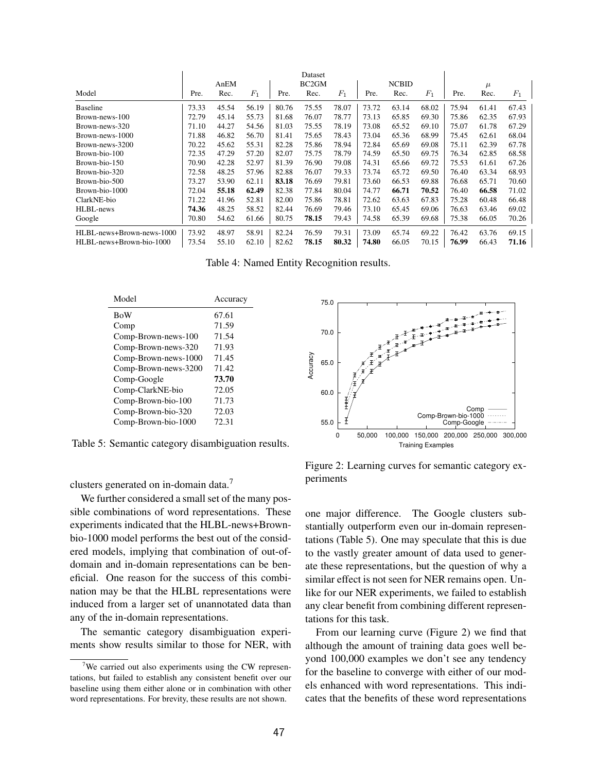| Model | AnEM Pre. | AnEM Rec. | AnEM $F_1$ | BC2GM Pre. | BC2GM Rec. | BC2GM $F_1$ | NCBID Pre. | NCBID Rec. | NCBID $F_1$ | $\mu$ Pre. | $\mu$ Rec. | $\mu$ $F_1$ |
|---|---|---|---|---|---|---|---|---|---|---|---|---|
| Baseline | 73.33 | 45.54 | 56.19 | 80.76 | 75.55 | 78.07 | 73.72 | 63.14 | 68.02 | 75.94 | 61.41 | 67.43 |
| Brown-news-100 | 72.79 | 45.14 | 55.73 | 81.68 | 76.07 | 78.77 | 73.13 | 65.85 | 69.30 | 75.86 | 62.35 | 67.93 |
| Brown-news-320 | 71.10 | 44.27 | 54.56 | 81.03 | 75.55 | 78.19 | 73.08 | 65.52 | 69.10 | 75.07 | 61.78 | 67.29 |
| Brown-news-1000 | 71.88 | 46.82 | 56.70 | 81.41 | 75.65 | 78.43 | 73.04 | 65.36 | 68.99 | 75.45 | 62.61 | 68.04 |
| Brown-news-3200 | 70.22 | 45.62 | 55.31 | 82.28 | 75.86 | 78.94 | 72.84 | 65.69 | 69.08 | 75.11 | 62.39 | 67.78 |
| Brown-bio-100 | 72.35 | 47.29 | 57.20 | 82.07 | 75.75 | 78.79 | 74.59 | 65.50 | 69.75 | 76.34 | 62.85 | 68.58 |
| Brown-bio-150 | 70.90 | 42.28 | 52.97 | 81.39 | 76.90 | 79.08 | 74.31 | 65.66 | 69.72 | 75.53 | 61.61 | 67.26 |
| Brown-bio-320 | 72.58 | 48.25 | 57.96 | 82.88 | 76.07 | 79.33 | 73.74 | 65.72 | 69.50 | 76.40 | 63.34 | 68.93 |
| Brown-bio-500 | 73.27 | 53.90 | 62.11 | **83.18** | 76.69 | 79.81 | 73.60 | 66.53 | 69.88 | 76.68 | 65.71 | 70.60 |
| Brown-bio-1000 | 72.04 | **55.18** | **62.49** | 82.38 | 77.84 | 80.04 | 74.77 | **66.71** | **70.52** | 76.40 | **66.58** | 71.02 |
| ClarkNE-bio | 71.22 | 41.96 | 52.81 | 82.00 | 75.86 | 78.81 | 72.62 | 63.63 | 67.83 | 75.28 | 60.48 | 66.48 |
| HLBL-news | **74.36** | 48.25 | 58.52 | 82.44 | 76.69 | 79.46 | 73.10 | 65.45 | 69.06 | 76.63 | 63.46 | 69.02 |
| Google | 70.80 | 54.62 | 61.66 | 80.75 | **78.15** | 79.43 | 74.58 | 65.39 | 69.68 | 75.38 | 66.05 | 70.26 |
| HLBL-news+Brown-news-1000 | 73.92 | 48.97 | 58.91 | 82.24 | 76.59 | 79.31 | 73.09 | 65.74 | 69.22 | 76.42 | 63.76 | 69.15 |
| HLBL-news+Brown-bio-1000 | 73.54 | 55.10 | 62.10 | 82.62 | **78.15** | **80.32** | **74.80** | 66.05 | 70.15 | **76.99** | 66.43 | **71.16** |

Table 4: Named Entity Recognition results.

| Model | Accuracy |
|---|---|
| BoW | 67.61 |
| Comp | 71.59 |
| Comp-Brown-news-100 | 71.54 |
| Comp-Brown-news-320 | 71.93 |
| Comp-Brown-news-1000 | 71.45 |
| Comp-Brown-news-3200 | 71.42 |
| Comp-Google | **73.70** |
| Comp-ClarkNE-bio | 72.05 |
| Comp-Brown-bio-100 | 71.73 |
| Comp-Brown-bio-320 | 72.03 |
| Comp-Brown-bio-1000 | 72.31 |

Table 5: Semantic category disambiguation results.

Figure 2: Learning curves for semantic category experiments

clusters generated on in-domain data.[7]

We further considered a small set of the many possible combinations of word representations. These experiments indicated that the HLBL-news+Brown-bio-1000 model performs the best out of the considered models, implying that combination of out-of-domain and in-domain representations can be beneficial. One reason for the success of this combination may be that the HLBL representations were induced from a larger set of unannotated data than any of the in-domain representations.

The semantic category disambiguation experiments show results similar to those for NER, with one major difference. The Google clusters substantially outperform even our in-domain representations (Table 5). One may speculate that this is due to the vastly greater amount of data used to generate these representations, but the question of why a similar effect is not seen for NER remains open. Unlike for our NER experiments, we failed to establish any clear benefit from combining different representations for this task.

From our learning curve (Figure 2) we find that although the amount of training data goes well beyond 100,000 examples we don't see any tendency for the baseline to converge with either of our models enhanced with word representations. This indicates that the benefits of these word representations

[7] We carried out also experiments using the CW representations, but failed to establish any consistent benefit over our baseline using them either alone or in combination with other word representations. For brevity, these results are not shown.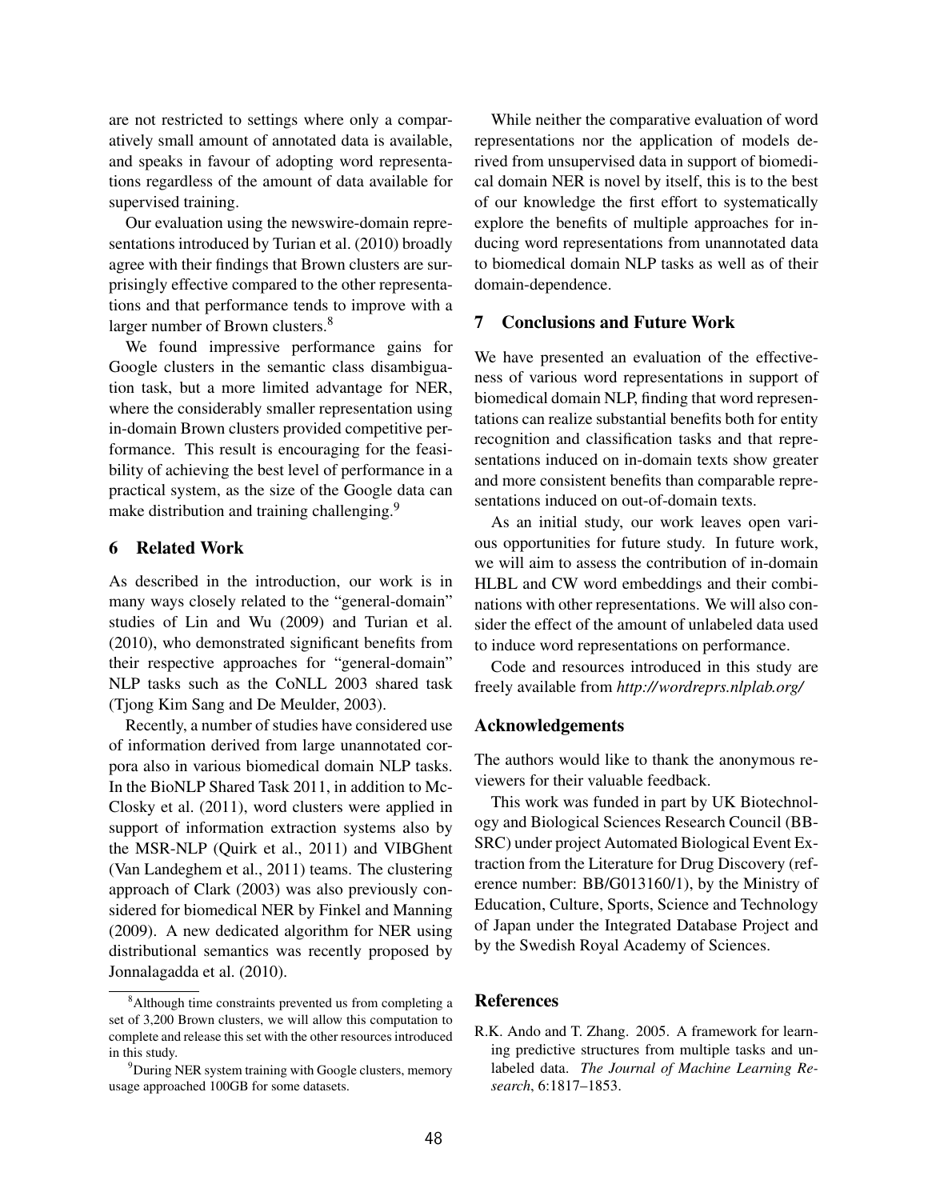are not restricted to settings where only a comparatively small amount of annotated data is available, and speaks in favour of adopting word representations regardless of the amount of data available for supervised training.

Our evaluation using the newswire-domain representations introduced by Turian et al. (2010) broadly agree with their findings that Brown clusters are surprisingly effective compared to the other representations and that performance tends to improve with a larger number of Brown clusters.[8]

We found impressive performance gains for Google clusters in the semantic class disambiguation task, but a more limited advantage for NER, where the considerably smaller representation using in-domain Brown clusters provided competitive performance. This result is encouraging for the feasibility of achieving the best level of performance in a practical system, as the size of the Google data can make distribution and training challenging.[9]

## 6 Related Work

As described in the introduction, our work is in many ways closely related to the "general-domain" studies of Lin and Wu (2009) and Turian et al. (2010), who demonstrated significant benefits from their respective approaches for "general-domain" NLP tasks such as the CoNLL 2003 shared task (Tjong Kim Sang and De Meulder, 2003).

Recently, a number of studies have considered use of information derived from large unannotated corpora also in various biomedical domain NLP tasks. In the BioNLP Shared Task 2011, in addition to McClosky et al. (2011), word clusters were applied in support of information extraction systems also by the MSR-NLP (Quirk et al., 2011) and VIBGhent (Van Landeghem et al., 2011) teams. The clustering approach of Clark (2003) was also previously considered for biomedical NER by Finkel and Manning (2009). A new dedicated algorithm for NER using distributional semantics was recently proposed by Jonnalagadda et al. (2010).

While neither the comparative evaluation of word representations nor the application of models derived from unsupervised data in support of biomedical domain NER is novel by itself, this is to the best of our knowledge the first effort to systematically explore the benefits of multiple approaches for inducing word representations from unannotated data to biomedical domain NLP tasks as well as of their domain-dependence.

## 7 Conclusions and Future Work

We have presented an evaluation of the effectiveness of various word representations in support of biomedical domain NLP, finding that word representations can realize substantial benefits both for entity recognition and classification tasks and that representations induced on in-domain texts show greater and more consistent benefits than comparable representations induced on out-of-domain texts.

As an initial study, our work leaves open various opportunities for future study. In future work, we will aim to assess the contribution of in-domain HLBL and CW word embeddings and their combinations with other representations. We will also consider the effect of the amount of unlabeled data used to induce word representations on performance.

Code and resources introduced in this study are freely available from *http://wordreprs.nlplab.org/*

## Acknowledgements

The authors would like to thank the anonymous reviewers for their valuable feedback.

This work was funded in part by UK Biotechnology and Biological Sciences Research Council (BBSRC) under project Automated Biological Event Extraction from the Literature for Drug Discovery (reference number: BB/G013160/1), by the Ministry of Education, Culture, Sports, Science and Technology of Japan under the Integrated Database Project and by the Swedish Royal Academy of Sciences.

[8] Although time constraints prevented us from completing a set of 3,200 Brown clusters, we will allow this computation to complete and release this set with the other resources introduced in this study.

[9] During NER system training with Google clusters, memory usage approached 100GB for some datasets.

## References

R.K. Ando and T. Zhang. 2005. A framework for learning predictive structures from multiple tasks and unlabeled data. *The Journal of Machine Learning Research*, 6:1817–1853.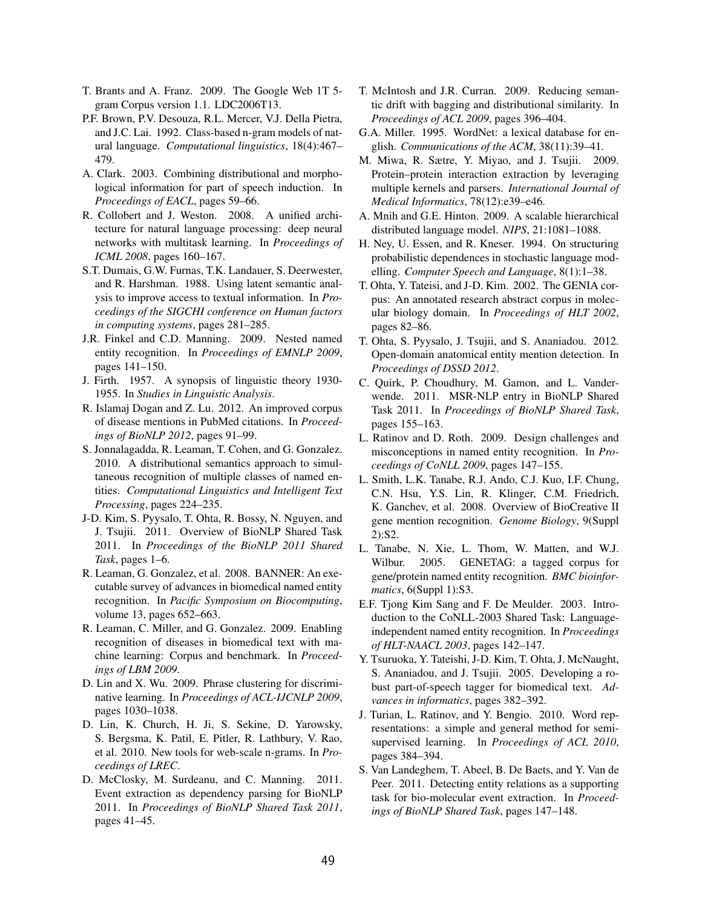T. Brants and A. Franz. 2009. The Google Web 1T 5-gram Corpus version 1.1. LDC2006T13.

P.F. Brown, P.V. Desouza, R.L. Mercer, V.J. Della Pietra, and J.C. Lai. 1992. Class-based n-gram models of natural language. *Computational linguistics*, 18(4):467–479.

A. Clark. 2003. Combining distributional and morphological information for part of speech induction. In *Proceedings of EACL*, pages 59–66.

R. Collobert and J. Weston. 2008. A unified architecture for natural language processing: deep neural networks with multitask learning. In *Proceedings of ICML 2008*, pages 160–167.

S.T. Dumais, G.W. Furnas, T.K. Landauer, S. Deerwester, and R. Harshman. 1988. Using latent semantic analysis to improve access to textual information. In *Proceedings of the SIGCHI conference on Human factors in computing systems*, pages 281–285.

J.R. Finkel and C.D. Manning. 2009. Nested named entity recognition. In *Proceedings of EMNLP 2009*, pages 141–150.

J. Firth. 1957. A synopsis of linguistic theory 1930-1955. In *Studies in Linguistic Analysis*.

R. Islamaj Dogan and Z. Lu. 2012. An improved corpus of disease mentions in PubMed citations. In *Proceedings of BioNLP 2012*, pages 91–99.

S. Jonnalagadda, R. Leaman, T. Cohen, and G. Gonzalez. 2010. A distributional semantics approach to simultaneous recognition of multiple classes of named entities. *Computational Linguistics and Intelligent Text Processing*, pages 224–235.

J-D. Kim, S. Pyysalo, T. Ohta, R. Bossy, N. Nguyen, and J. Tsujii. 2011. Overview of BioNLP Shared Task 2011. In *Proceedings of the BioNLP 2011 Shared Task*, pages 1–6.

R. Leaman, G. Gonzalez, et al. 2008. BANNER: An executable survey of advances in biomedical named entity recognition. In *Pacific Symposium on Biocomputing*, volume 13, pages 652–663.

R. Leaman, C. Miller, and G. Gonzalez. 2009. Enabling recognition of diseases in biomedical text with machine learning: Corpus and benchmark. In *Proceedings of LBM 2009*.

D. Lin and X. Wu. 2009. Phrase clustering for discriminative learning. In *Proceedings of ACL-IJCNLP 2009*, pages 1030–1038.

D. Lin, K. Church, H. Ji, S. Sekine, D. Yarowsky, S. Bergsma, K. Patil, E. Pitler, R. Lathbury, V. Rao, et al. 2010. New tools for web-scale n-grams. In *Proceedings of LREC*.

D. McClosky, M. Surdeanu, and C. Manning. 2011. Event extraction as dependency parsing for BioNLP 2011. In *Proceedings of BioNLP Shared Task 2011*, pages 41–45.

T. McIntosh and J.R. Curran. 2009. Reducing semantic drift with bagging and distributional similarity. In *Proceedings of ACL 2009*, pages 396–404.

G.A. Miller. 1995. WordNet: a lexical database for english. *Communications of the ACM*, 38(11):39–41.

M. Miwa, R. Sætre, Y. Miyao, and J. Tsujii. 2009. Protein–protein interaction extraction by leveraging multiple kernels and parsers. *International Journal of Medical Informatics*, 78(12):e39–e46.

A. Mnih and G.E. Hinton. 2009. A scalable hierarchical distributed language model. *NIPS*, 21:1081–1088.

H. Ney, U. Essen, and R. Kneser. 1994. On structuring probabilistic dependences in stochastic language modelling. *Computer Speech and Language*, 8(1):1–38.

T. Ohta, Y. Tateisi, and J-D. Kim. 2002. The GENIA corpus: An annotated research abstract corpus in molecular biology domain. In *Proceedings of HLT 2002*, pages 82–86.

T. Ohta, S. Pyysalo, J. Tsujii, and S. Ananiadou. 2012. Open-domain anatomical entity mention detection. In *Proceedings of DSSD 2012*.

C. Quirk, P. Choudhury, M. Gamon, and L. Vanderwende. 2011. MSR-NLP entry in BioNLP Shared Task 2011. In *Proceedings of BioNLP Shared Task*, pages 155–163.

L. Ratinov and D. Roth. 2009. Design challenges and misconceptions in named entity recognition. In *Proceedings of CoNLL 2009*, pages 147–155.

L. Smith, L.K. Tanabe, R.J. Ando, C.J. Kuo, I.F. Chung, C.N. Hsu, Y.S. Lin, R. Klinger, C.M. Friedrich, K. Ganchev, et al. 2008. Overview of BioCreative II gene mention recognition. *Genome Biology*, 9(Suppl 2):S2.

L. Tanabe, N. Xie, L. Thom, W. Matten, and W.J. Wilbur. 2005. GENETAG: a tagged corpus for gene/protein named entity recognition. *BMC bioinformatics*, 6(Suppl 1):S3.

E.F. Tjong Kim Sang and F. De Meulder. 2003. Introduction to the CoNLL-2003 Shared Task: Language-independent named entity recognition. In *Proceedings of HLT-NAACL 2003*, pages 142–147.

Y. Tsuruoka, Y. Tateishi, J-D. Kim, T. Ohta, J. McNaught, S. Ananiadou, and J. Tsujii. 2005. Developing a robust part-of-speech tagger for biomedical text. *Advances in informatics*, pages 382–392.

J. Turian, L. Ratinov, and Y. Bengio. 2010. Word representations: a simple and general method for semi-supervised learning. In *Proceedings of ACL 2010*, pages 384–394.

S. Van Landeghem, T. Abeel, B. De Baets, and Y. Van de Peer. 2011. Detecting entity relations as a supporting task for bio-molecular event extraction. In *Proceedings of BioNLP Shared Task*, pages 147–148.